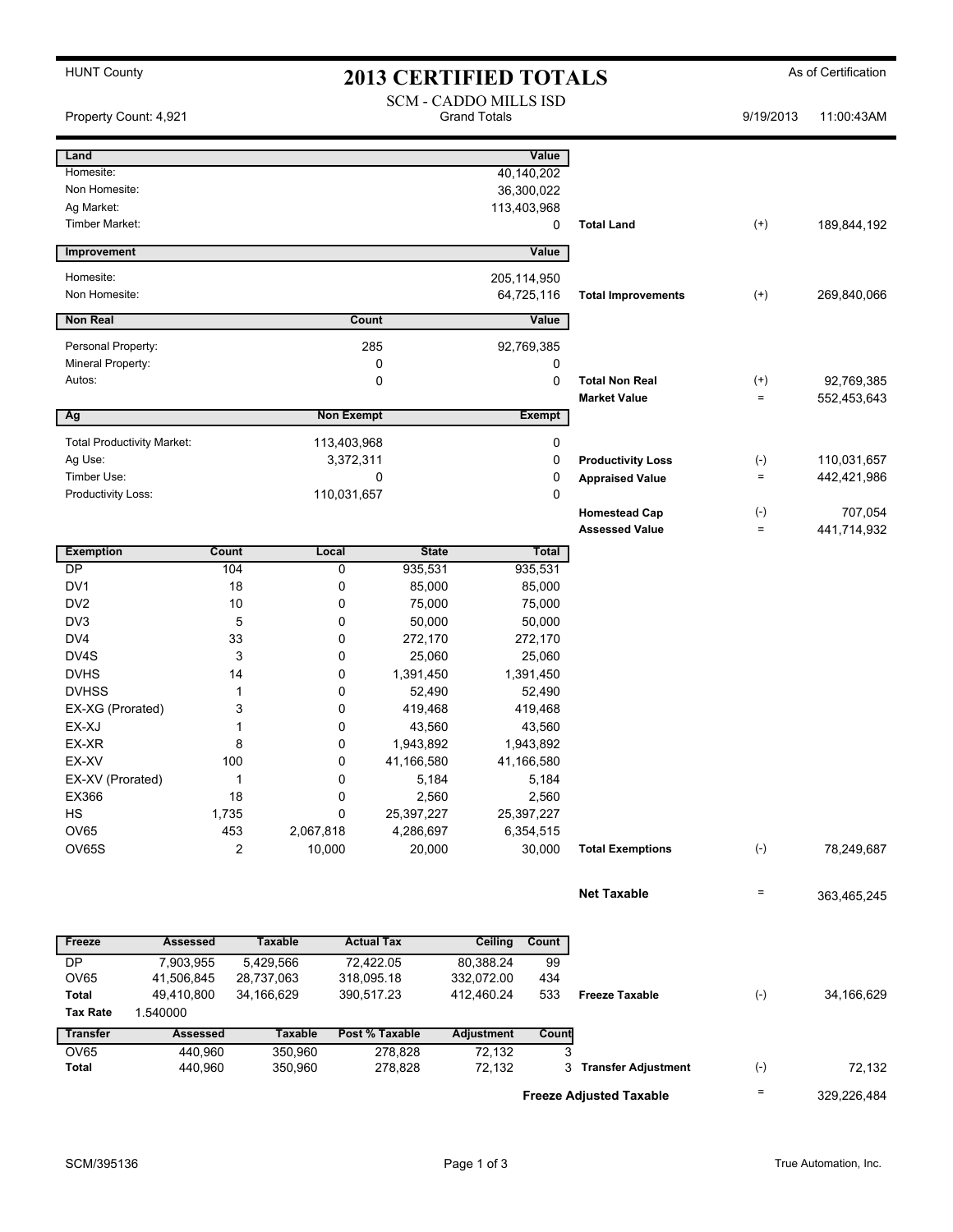HUNT County

# 2013 CERTIFIED TOTALS

As of Certification

SCM - CADDO MILLS ISD
Grand Totals

Property Count: 4,921 | 9/19/2013 11:00:43AM

| Land | Value | | | |
|---|---|---|---|---|
| Homesite: | 40,140,202 | | | |
| Non Homesite: | 36,300,022 | | | |
| Ag Market: | 113,403,968 | | | |
| Timber Market: | 0 | **Total Land** | (+) | 189,844,192 |

| Improvement | Value | | | |
|---|---|---|---|---|
| Homesite: | 205,114,950 | | | |
| Non Homesite: | 64,725,116 | **Total Improvements** | (+) | 269,840,066 |

| Non Real | Count | Value | | | |
|---|---|---|---|---|---|
| Personal Property: | 285 | 92,769,385 | | | |
| Mineral Property: | 0 | 0 | | | |
| Autos: | 0 | 0 | **Total Non Real** | (+) | 92,769,385 |
| | | | **Market Value** | = | 552,453,643 |

| Ag | Non Exempt | Exempt | | | |
|---|---|---|---|---|---|
| Total Productivity Market: | 113,403,968 | 0 | | | |
| Ag Use: | 3,372,311 | 0 | **Productivity Loss** | (-) | 110,031,657 |
| Timber Use: | 0 | 0 | **Appraised Value** | = | 442,421,986 |
| Productivity Loss: | 110,031,657 | 0 | | | |
| | | | **Homestead Cap** | (-) | 707,054 |
| | | | **Assessed Value** | = | 441,714,932 |

| Exemption | Count | Local | State | Total | | | |
|---|---|---|---|---|---|---|---|
| DP | 104 | 0 | 935,531 | 935,531 | | | |
| DV1 | 18 | 0 | 85,000 | 85,000 | | | |
| DV2 | 10 | 0 | 75,000 | 75,000 | | | |
| DV3 | 5 | 0 | 50,000 | 50,000 | | | |
| DV4 | 33 | 0 | 272,170 | 272,170 | | | |
| DV4S | 3 | 0 | 25,060 | 25,060 | | | |
| DVHS | 14 | 0 | 1,391,450 | 1,391,450 | | | |
| DVHSS | 1 | 0 | 52,490 | 52,490 | | | |
| EX-XG (Prorated) | 3 | 0 | 419,468 | 419,468 | | | |
| EX-XJ | 1 | 0 | 43,560 | 43,560 | | | |
| EX-XR | 8 | 0 | 1,943,892 | 1,943,892 | | | |
| EX-XV | 100 | 0 | 41,166,580 | 41,166,580 | | | |
| EX-XV (Prorated) | 1 | 0 | 5,184 | 5,184 | | | |
| EX366 | 18 | 0 | 2,560 | 2,560 | | | |
| HS | 1,735 | 0 | 25,397,227 | 25,397,227 | | | |
| OV65 | 453 | 2,067,818 | 4,286,697 | 6,354,515 | | | |
| OV65S | 2 | 10,000 | 20,000 | 30,000 | **Total Exemptions** | (-) | 78,249,687 |
| | | | | | **Net Taxable** | = | 363,465,245 |

| Freeze | Assessed | Taxable | Actual Tax | Ceiling | Count | | | |
|---|---|---|---|---|---|---|---|---|
| DP | 7,903,955 | 5,429,566 | 72,422.05 | 80,388.24 | 99 | | | |
| OV65 | 41,506,845 | 28,737,063 | 318,095.18 | 332,072.00 | 434 | | | |
| **Total** | 49,410,800 | 34,166,629 | 390,517.23 | 412,460.24 | 533 | **Freeze Taxable** | (-) | 34,166,629 |
| **Tax Rate** | 1.540000 | | | | | | | |

| Transfer | Assessed | Taxable | Post % Taxable | Adjustment | Count | | | |
|---|---|---|---|---|---|---|---|---|
| OV65 | 440,960 | 350,960 | 278,828 | 72,132 | 3 | | | |
| **Total** | 440,960 | 350,960 | 278,828 | 72,132 | 3 | **Transfer Adjustment** | (-) | 72,132 |
| | | | | | | **Freeze Adjusted Taxable** | = | 329,226,484 |

SCM/395136 | True Automation, Inc.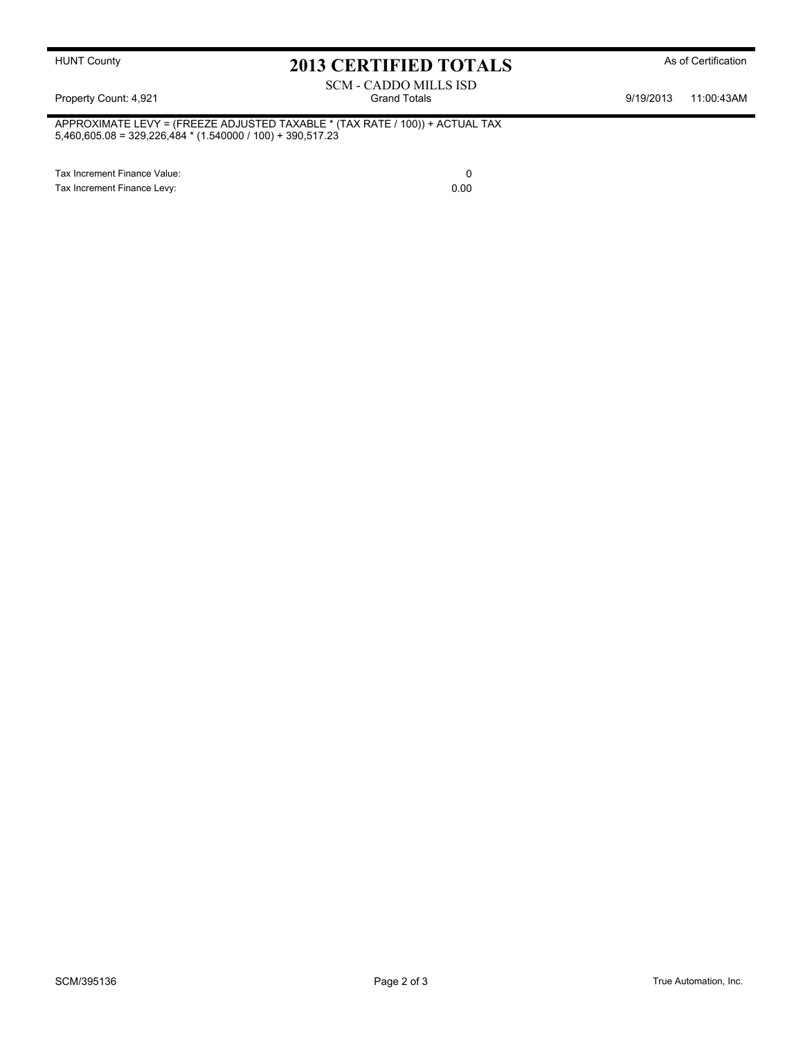HUNT County

# 2013 CERTIFIED TOTALS

As of Certification

SCM - CADDO MILLS ISD

Property Count: 4,921 | Grand Totals | 9/19/2013 11:00:43AM

APPROXIMATE LEVY = (FREEZE ADJUSTED TAXABLE * (TAX RATE / 100)) + ACTUAL TAX
5,460,605.08 = 329,226,484 * (1.540000 / 100) + 390,517.23

| | |
|---|---|
| Tax Increment Finance Value: | 0 |
| Tax Increment Finance Levy: | 0.00 |

SCM/395136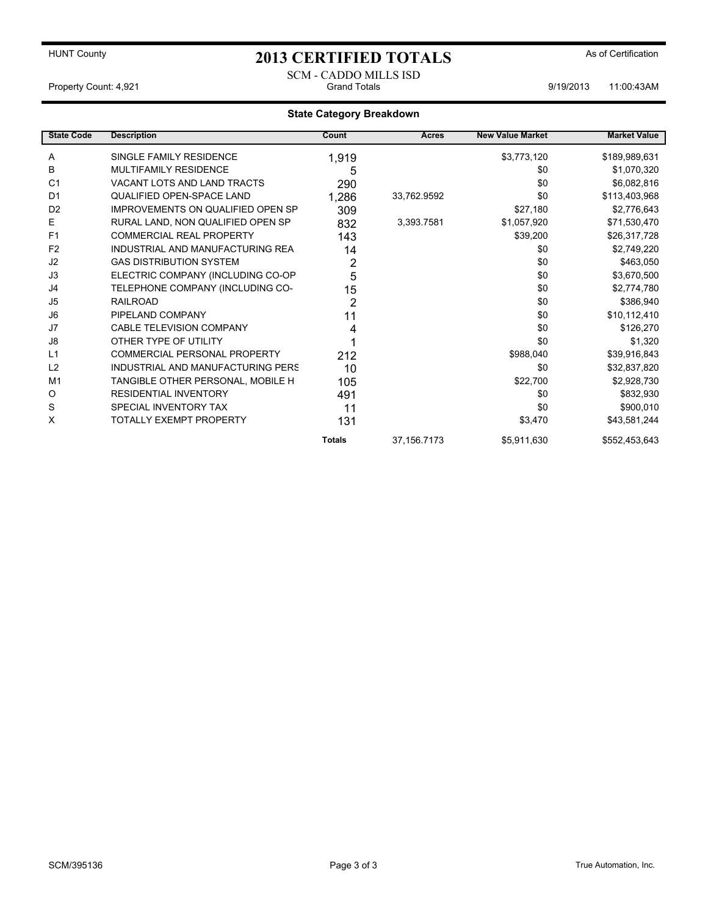HUNT County

# 2013 CERTIFIED TOTALS

As of Certification

SCM - CADDO MILLS ISD

Grand Totals

Property Count: 4,921

9/19/2013 11:00:43AM

## State Category Breakdown

| State Code | Description | Count | Acres | New Value Market | Market Value |
|---|---|---|---|---|---|
| A | SINGLE FAMILY RESIDENCE | 1,919 | | $3,773,120 | $189,989,631 |
| B | MULTIFAMILY RESIDENCE | 5 | | $0 | $1,070,320 |
| C1 | VACANT LOTS AND LAND TRACTS | 290 | | $0 | $6,082,816 |
| D1 | QUALIFIED OPEN-SPACE LAND | 1,286 | 33,762.9592 | $0 | $113,403,968 |
| D2 | IMPROVEMENTS ON QUALIFIED OPEN SP | 309 | | $27,180 | $2,776,643 |
| E | RURAL LAND, NON QUALIFIED OPEN SP | 832 | 3,393.7581 | $1,057,920 | $71,530,470 |
| F1 | COMMERCIAL REAL PROPERTY | 143 | | $39,200 | $26,317,728 |
| F2 | INDUSTRIAL AND MANUFACTURING REA | 14 | | $0 | $2,749,220 |
| J2 | GAS DISTRIBUTION SYSTEM | 2 | | $0 | $463,050 |
| J3 | ELECTRIC COMPANY (INCLUDING CO-OP | 5 | | $0 | $3,670,500 |
| J4 | TELEPHONE COMPANY (INCLUDING CO- | 15 | | $0 | $2,774,780 |
| J5 | RAILROAD | 2 | | $0 | $386,940 |
| J6 | PIPELAND COMPANY | 11 | | $0 | $10,112,410 |
| J7 | CABLE TELEVISION COMPANY | 4 | | $0 | $126,270 |
| J8 | OTHER TYPE OF UTILITY | 1 | | $0 | $1,320 |
| L1 | COMMERCIAL PERSONAL PROPERTY | 212 | | $988,040 | $39,916,843 |
| L2 | INDUSTRIAL AND MANUFACTURING PERS | 10 | | $0 | $32,837,820 |
| M1 | TANGIBLE OTHER PERSONAL, MOBILE H | 105 | | $22,700 | $2,928,730 |
| O | RESIDENTIAL INVENTORY | 491 | | $0 | $832,930 |
| S | SPECIAL INVENTORY TAX | 11 | | $0 | $900,010 |
| X | TOTALLY EXEMPT PROPERTY | 131 | | $3,470 | $43,581,244 |
| | | **Totals** | 37,156.7173 | $5,911,630 | $552,453,643 |

SCM/395136

True Automation, Inc.